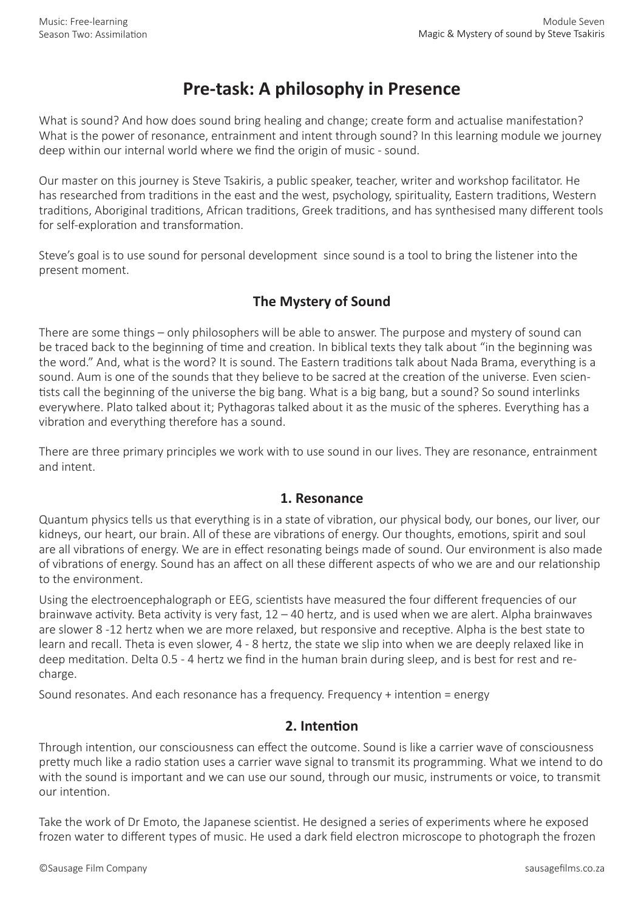# Pre-task: A philosophy in Presence

What is sound? And how does sound bring healing and change; create form and actualise manifestation? What is the power of resonance, entrainment and intent through sound? In this learning module we journey deep within our internal world where we find the origin of music - sound.

Our master on this journey is Steve Tsakiris, a public speaker, teacher, writer and workshop facilitator. He has researched from traditions in the east and the west, psychology, spirituality, Eastern traditions, Western traditions, Aboriginal traditions, African traditions, Greek traditions, and has synthesised many different tools for self-exploration and transformation.

Steve's goal is to use sound for personal development since sound is a tool to bring the listener into the present moment.

## The Mystery of Sound

There are some things – only philosophers will be able to answer. The purpose and mystery of sound can be traced back to the beginning of time and creation. In biblical texts they talk about "in the beginning was the word." And, what is the word? It is sound. The Eastern traditions talk about Nada Brama, everything is a sound. Aum is one of the sounds that they believe to be sacred at the creation of the universe. Even scientists call the beginning of the universe the big bang. What is a big bang, but a sound? So sound interlinks everywhere. Plato talked about it; Pythagoras talked about it as the music of the spheres. Everything has a vibration and everything therefore has a sound.

There are three primary principles we work with to use sound in our lives. They are resonance, entrainment and intent.

### 1. Resonance

Quantum physics tells us that everything is in a state of vibration, our physical body, our bones, our liver, our kidneys, our heart, our brain. All of these are vibrations of energy. Our thoughts, emotions, spirit and soul are all vibrations of energy. We are in effect resonating beings made of sound. Our environment is also made of vibrations of energy. Sound has an affect on all these different aspects of who we are and our relationship to the environment.

Using the electroencephalograph or EEG, scientists have measured the four different frequencies of our brainwave activity. Beta activity is very fast, 12 – 40 hertz, and is used when we are alert. Alpha brainwaves are slower 8 -12 hertz when we are more relaxed, but responsive and receptive. Alpha is the best state to learn and recall. Theta is even slower, 4 - 8 hertz, the state we slip into when we are deeply relaxed like in deep meditation. Delta 0.5 - 4 hertz we find in the human brain during sleep, and is best for rest and re-charge.

Sound resonates. And each resonance has a frequency. Frequency + intention = energy

### 2. Intention

Through intention, our consciousness can effect the outcome. Sound is like a carrier wave of consciousness pretty much like a radio station uses a carrier wave signal to transmit its programming. What we intend to do with the sound is important and we can use our sound, through our music, instruments or voice, to transmit our intention.

Take the work of Dr Emoto, the Japanese scientist. He designed a series of experiments where he exposed frozen water to different types of music. He used a dark field electron microscope to photograph the frozen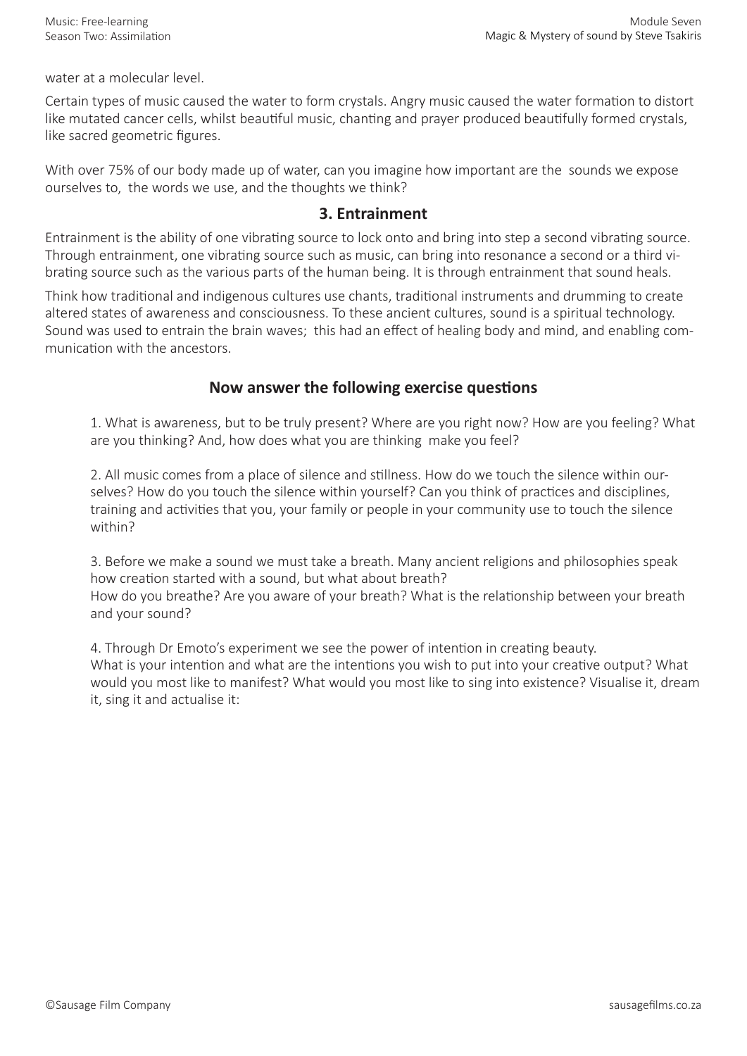water at a molecular level.

Certain types of music caused the water to form crystals. Angry music caused the water formation to distort like mutated cancer cells, whilst beautiful music, chanting and prayer produced beautifully formed crystals, like sacred geometric figures.

With over 75% of our body made up of water, can you imagine how important are the sounds we expose ourselves to, the words we use, and the thoughts we think?

## 3. Entrainment

Entrainment is the ability of one vibrating source to lock onto and bring into step a second vibrating source. Through entrainment, one vibrating source such as music, can bring into resonance a second or a third vibrating source such as the various parts of the human being. It is through entrainment that sound heals.

Think how traditional and indigenous cultures use chants, traditional instruments and drumming to create altered states of awareness and consciousness. To these ancient cultures, sound is a spiritual technology. Sound was used to entrain the brain waves; this had an effect of healing body and mind, and enabling communication with the ancestors.

## Now answer the following exercise questions

1. What is awareness, but to be truly present? Where are you right now? How are you feeling? What are you thinking? And, how does what you are thinking make you feel?

2. All music comes from a place of silence and stillness. How do we touch the silence within ourselves? How do you touch the silence within yourself? Can you think of practices and disciplines, training and activities that you, your family or people in your community use to touch the silence within?

3. Before we make a sound we must take a breath. Many ancient religions and philosophies speak how creation started with a sound, but what about breath?
How do you breathe? Are you aware of your breath? What is the relationship between your breath and your sound?

4. Through Dr Emoto's experiment we see the power of intention in creating beauty.
What is your intention and what are the intentions you wish to put into your creative output? What would you most like to manifest? What would you most like to sing into existence? Visualise it, dream it, sing it and actualise it: